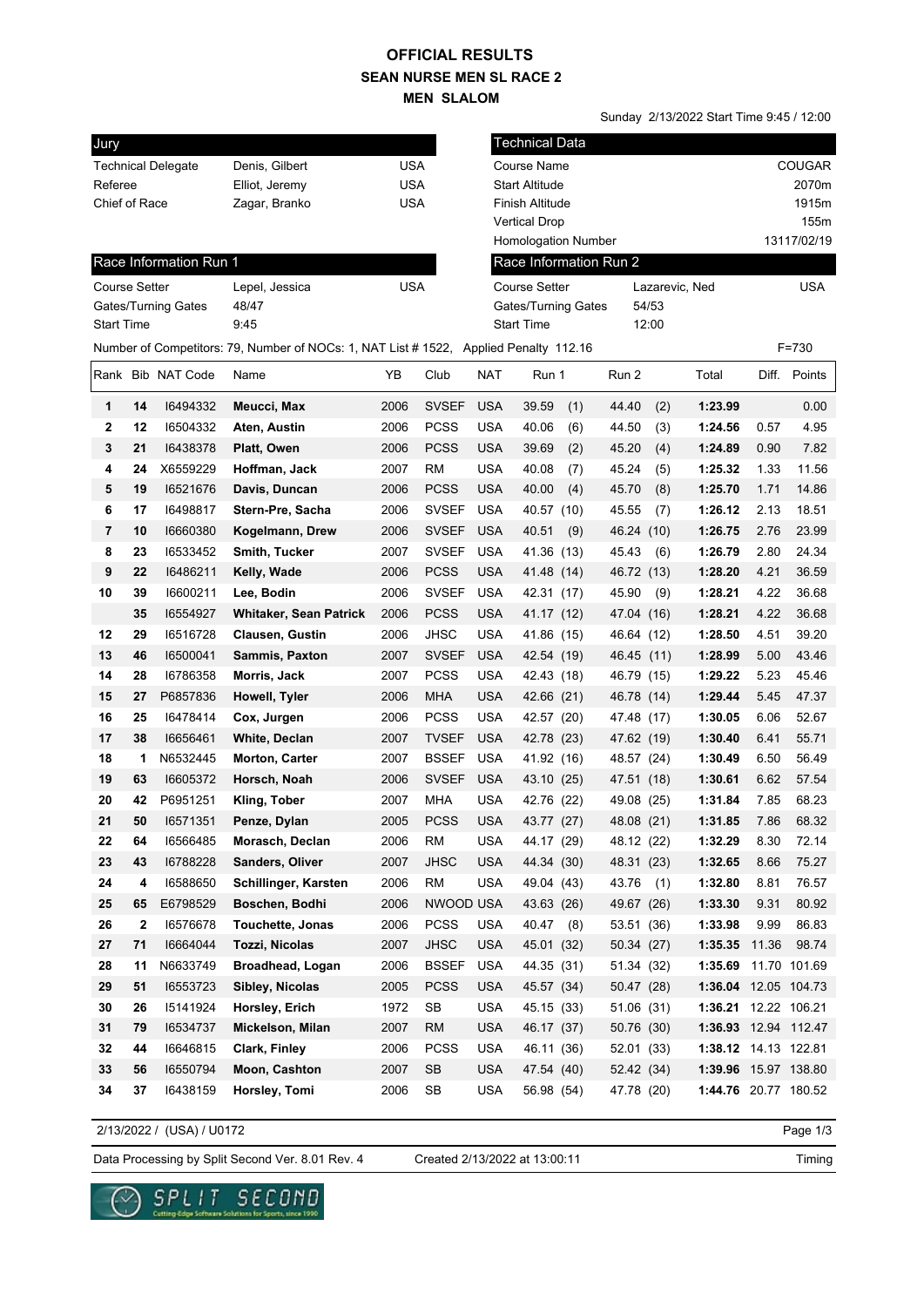# OFFICIAL RESULTS
## SEAN NURSE MEN SL RACE 2
### MEN SLALOM

Sunday 2/13/2022 Start Time 9:45 / 12:00

| Jury | | |
|---|---|---|
| Technical Delegate | Denis, Gilbert | USA |
| Referee | Elliot, Jeremy | USA |
| Chief of Race | Zagar, Branko | USA |

| Technical Data | |
|---|---|
| Course Name | COUGAR |
| Start Altitude | 2070m |
| Finish Altitude | 1915m |
| Vertical Drop | 155m |
| Homologation Number | 13117/02/19 |

| Race Information Run 1 | | |
|---|---|---|
| Course Setter | Lepel, Jessica | USA |
| Gates/Turning Gates | 48/47 | |
| Start Time | 9:45 | |

| Race Information Run 2 | | |
|---|---|---|
| Course Setter | Lazarevic, Ned | USA |
| Gates/Turning Gates | 54/53 | |
| Start Time | 12:00 | |

Number of Competitors: 79, Number of NOCs: 1, NAT List # 1522, Applied Penalty 112.16 F=730

| Rank | Bib | NAT Code | Name | YB | Club | NAT | Run 1 | Run 2 | Total | Diff. | Points |
|---|---|---|---|---|---|---|---|---|---|---|---|
| 1 | 14 | I6494332 | **Meucci, Max** | 2006 | SVSEF | USA | 39.59 (1) | 44.40 (2) | **1:23.99** | | 0.00 |
| 2 | 12 | I6504332 | **Aten, Austin** | 2006 | PCSS | USA | 40.06 (6) | 44.50 (3) | **1:24.56** | 0.57 | 4.95 |
| 3 | 21 | I6438378 | **Platt, Owen** | 2006 | PCSS | USA | 39.69 (2) | 45.20 (4) | **1:24.89** | 0.90 | 7.82 |
| 4 | 24 | X6559229 | **Hoffman, Jack** | 2007 | RM | USA | 40.08 (7) | 45.24 (5) | **1:25.32** | 1.33 | 11.56 |
| 5 | 19 | I6521676 | **Davis, Duncan** | 2006 | PCSS | USA | 40.00 (4) | 45.70 (8) | **1:25.70** | 1.71 | 14.86 |
| 6 | 17 | I6498817 | **Stern-Pre, Sacha** | 2006 | SVSEF | USA | 40.57 (10) | 45.55 (7) | **1:26.12** | 2.13 | 18.51 |
| 7 | 10 | I6660380 | **Kogelmann, Drew** | 2006 | SVSEF | USA | 40.51 (9) | 46.24 (10) | **1:26.75** | 2.76 | 23.99 |
| 8 | 23 | I6533452 | **Smith, Tucker** | 2007 | SVSEF | USA | 41.36 (13) | 45.43 (6) | **1:26.79** | 2.80 | 24.34 |
| 9 | 22 | I6486211 | **Kelly, Wade** | 2006 | PCSS | USA | 41.48 (14) | 46.72 (13) | **1:28.20** | 4.21 | 36.59 |
| 10 | 39 | I6600211 | **Lee, Bodin** | 2006 | SVSEF | USA | 42.31 (17) | 45.90 (9) | **1:28.21** | 4.22 | 36.68 |
| | 35 | I6554927 | **Whitaker, Sean Patrick** | 2006 | PCSS | USA | 41.17 (12) | 47.04 (16) | **1:28.21** | 4.22 | 36.68 |
| 12 | 29 | I6516728 | **Clausen, Gustin** | 2006 | JHSC | USA | 41.86 (15) | 46.64 (12) | **1:28.50** | 4.51 | 39.20 |
| 13 | 46 | I6500041 | **Sammis, Paxton** | 2007 | SVSEF | USA | 42.54 (19) | 46.45 (11) | **1:28.99** | 5.00 | 43.46 |
| 14 | 28 | I6786358 | **Morris, Jack** | 2007 | PCSS | USA | 42.43 (18) | 46.79 (15) | **1:29.22** | 5.23 | 45.46 |
| 15 | 27 | P6857836 | **Howell, Tyler** | 2006 | MHA | USA | 42.66 (21) | 46.78 (14) | **1:29.44** | 5.45 | 47.37 |
| 16 | 25 | I6478414 | **Cox, Jurgen** | 2006 | PCSS | USA | 42.57 (20) | 47.48 (17) | **1:30.05** | 6.06 | 52.67 |
| 17 | 38 | I6656461 | **White, Declan** | 2007 | TVSEF | USA | 42.78 (23) | 47.62 (19) | **1:30.40** | 6.41 | 55.71 |
| 18 | 1 | N6532445 | **Morton, Carter** | 2007 | BSSEF | USA | 41.92 (16) | 48.57 (24) | **1:30.49** | 6.50 | 56.49 |
| 19 | 63 | I6605372 | **Horsch, Noah** | 2006 | SVSEF | USA | 43.10 (25) | 47.51 (18) | **1:30.61** | 6.62 | 57.54 |
| 20 | 42 | P6951251 | **Kling, Tober** | 2007 | MHA | USA | 42.76 (22) | 49.08 (25) | **1:31.84** | 7.85 | 68.23 |
| 21 | 50 | I6571351 | **Penze, Dylan** | 2005 | PCSS | USA | 43.77 (27) | 48.08 (21) | **1:31.85** | 7.86 | 68.32 |
| 22 | 64 | I6566485 | **Morasch, Declan** | 2006 | RM | USA | 44.17 (29) | 48.12 (22) | **1:32.29** | 8.30 | 72.14 |
| 23 | 43 | I6788228 | **Sanders, Oliver** | 2007 | JHSC | USA | 44.34 (30) | 48.31 (23) | **1:32.65** | 8.66 | 75.27 |
| 24 | 4 | I6588650 | **Schillinger, Karsten** | 2006 | RM | USA | 49.04 (43) | 43.76 (1) | **1:32.80** | 8.81 | 76.57 |
| 25 | 65 | E6798529 | **Boschen, Bodhi** | 2006 | NWOOD | USA | 43.63 (26) | 49.67 (26) | **1:33.30** | 9.31 | 80.92 |
| 26 | 2 | I6576678 | **Touchette, Jonas** | 2006 | PCSS | USA | 40.47 (8) | 53.51 (36) | **1:33.98** | 9.99 | 86.83 |
| 27 | 71 | I6664044 | **Tozzi, Nicolas** | 2007 | JHSC | USA | 45.01 (32) | 50.34 (27) | **1:35.35** | 11.36 | 98.74 |
| 28 | 11 | N6633749 | **Broadhead, Logan** | 2006 | BSSEF | USA | 44.35 (31) | 51.34 (32) | **1:35.69** | 11.70 | 101.69 |
| 29 | 51 | I6553723 | **Sibley, Nicolas** | 2005 | PCSS | USA | 45.57 (34) | 50.47 (28) | **1:36.04** | 12.05 | 104.73 |
| 30 | 26 | I5141924 | **Horsley, Erich** | 1972 | SB | USA | 45.15 (33) | 51.06 (31) | **1:36.21** | 12.22 | 106.21 |
| 31 | 79 | I6534737 | **Mickelson, Milan** | 2007 | RM | USA | 46.17 (37) | 50.76 (30) | **1:36.93** | 12.94 | 112.47 |
| 32 | 44 | I6646815 | **Clark, Finley** | 2006 | PCSS | USA | 46.11 (36) | 52.01 (33) | **1:38.12** | 14.13 | 122.81 |
| 33 | 56 | I6550794 | **Moon, Cashton** | 2007 | SB | USA | 47.54 (40) | 52.42 (34) | **1:39.96** | 15.97 | 138.80 |
| 34 | 37 | I6438159 | **Horsley, Tomi** | 2006 | SB | USA | 56.98 (54) | 47.78 (20) | **1:44.76** | 20.77 | 180.52 |

2/13/2022 / (USA) / U0172

Data Processing by Split Second Ver. 8.01 Rev. 4 Created 2/13/2022 at 13:00:11 Timing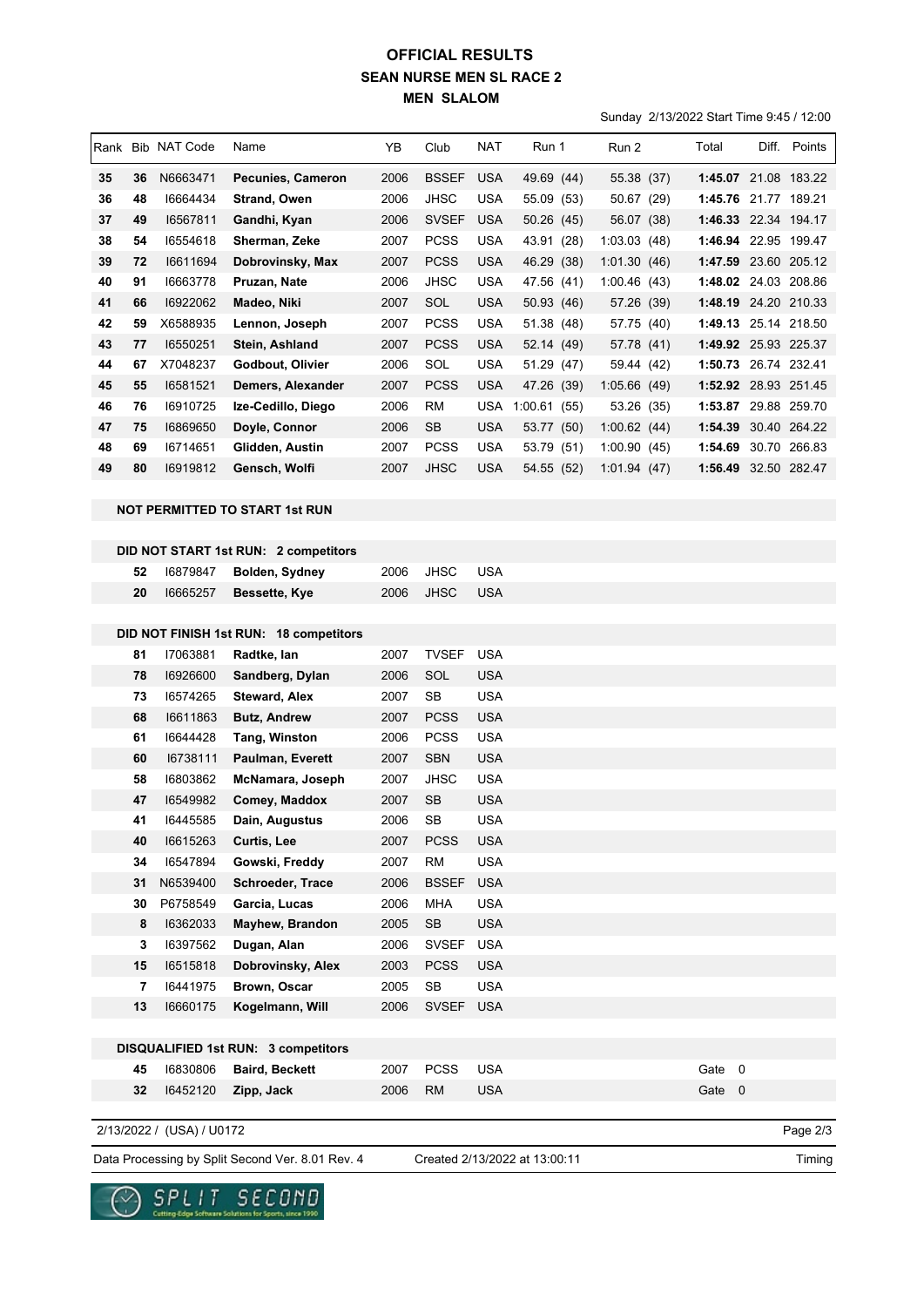# OFFICIAL RESULTS
## SEAN NURSE MEN SL RACE 2
### MEN SLALOM

Sunday 2/13/2022 Start Time 9:45 / 12:00

| Rank | Bib | NAT Code | Name | YB | Club | NAT | Run 1 | Run 2 | Total | Diff. | Points |
|---|---|---|---|---|---|---|---|---|---|---|---|
| 35 | 36 | N6663471 | Pecunies, Cameron | 2006 | BSSEF | USA | 49.69 (44) | 55.38 (37) | 1:45.07 | 21.08 | 183.22 |
| 36 | 48 | I6664434 | Strand, Owen | 2006 | JHSC | USA | 55.09 (53) | 50.67 (29) | 1:45.76 | 21.77 | 189.21 |
| 37 | 49 | I6567811 | Gandhi, Kyan | 2006 | SVSEF | USA | 50.26 (45) | 56.07 (38) | 1:46.33 | 22.34 | 194.17 |
| 38 | 54 | I6554618 | Sherman, Zeke | 2007 | PCSS | USA | 43.91 (28) | 1:03.03 (48) | 1:46.94 | 22.95 | 199.47 |
| 39 | 72 | I6611694 | Dobrovinsky, Max | 2007 | PCSS | USA | 46.29 (38) | 1:01.30 (46) | 1:47.59 | 23.60 | 205.12 |
| 40 | 91 | I6663778 | Pruzan, Nate | 2006 | JHSC | USA | 47.56 (41) | 1:00.46 (43) | 1:48.02 | 24.03 | 208.86 |
| 41 | 66 | I6922062 | Madeo, Niki | 2007 | SOL | USA | 50.93 (46) | 57.26 (39) | 1:48.19 | 24.20 | 210.33 |
| 42 | 59 | X6588935 | Lennon, Joseph | 2007 | PCSS | USA | 51.38 (48) | 57.75 (40) | 1:49.13 | 25.14 | 218.50 |
| 43 | 77 | I6550251 | Stein, Ashland | 2007 | PCSS | USA | 52.14 (49) | 57.78 (41) | 1:49.92 | 25.93 | 225.37 |
| 44 | 67 | X7048237 | Godbout, Olivier | 2006 | SOL | USA | 51.29 (47) | 59.44 (42) | 1:50.73 | 26.74 | 232.41 |
| 45 | 55 | I6581521 | Demers, Alexander | 2007 | PCSS | USA | 47.26 (39) | 1:05.66 (49) | 1:52.92 | 28.93 | 251.45 |
| 46 | 76 | I6910725 | Ize-Cedillo, Diego | 2006 | RM | USA | 1:00.61 (55) | 53.26 (35) | 1:53.87 | 29.88 | 259.70 |
| 47 | 75 | I6869650 | Doyle, Connor | 2006 | SB | USA | 53.77 (50) | 1:00.62 (44) | 1:54.39 | 30.40 | 264.22 |
| 48 | 69 | I6714651 | Glidden, Austin | 2007 | PCSS | USA | 53.79 (51) | 1:00.90 (45) | 1:54.69 | 30.70 | 266.83 |
| 49 | 80 | I6919812 | Gensch, Wolfi | 2007 | JHSC | USA | 54.55 (52) | 1:01.94 (47) | 1:56.49 | 32.50 | 282.47 |

**NOT PERMITTED TO START 1st RUN**

**DID NOT START 1st RUN: 2 competitors**

| Bib | NAT Code | Name | YB | Club | NAT |
|---|---|---|---|---|---|
| 52 | I6879847 | Bolden, Sydney | 2006 | JHSC | USA |
| 20 | I6665257 | Bessette, Kye | 2006 | JHSC | USA |

**DID NOT FINISH 1st RUN: 18 competitors**

| Bib | NAT Code | Name | YB | Club | NAT |
|---|---|---|---|---|---|
| 81 | I7063881 | Radtke, Ian | 2007 | TVSEF | USA |
| 78 | I6926600 | Sandberg, Dylan | 2006 | SOL | USA |
| 73 | I6574265 | Steward, Alex | 2007 | SB | USA |
| 68 | I6611863 | Butz, Andrew | 2007 | PCSS | USA |
| 61 | I6644428 | Tang, Winston | 2006 | PCSS | USA |
| 60 | I6738111 | Paulman, Everett | 2007 | SBN | USA |
| 58 | I6803862 | McNamara, Joseph | 2007 | JHSC | USA |
| 47 | I6549982 | Comey, Maddox | 2007 | SB | USA |
| 41 | I6445585 | Dain, Augustus | 2006 | SB | USA |
| 40 | I6615263 | Curtis, Lee | 2007 | PCSS | USA |
| 34 | I6547894 | Gowski, Freddy | 2007 | RM | USA |
| 31 | N6539400 | Schroeder, Trace | 2006 | BSSEF | USA |
| 30 | P6758549 | Garcia, Lucas | 2006 | MHA | USA |
| 8 | I6362033 | Mayhew, Brandon | 2005 | SB | USA |
| 3 | I6397562 | Dugan, Alan | 2006 | SVSEF | USA |
| 15 | I6515818 | Dobrovinsky, Alex | 2003 | PCSS | USA |
| 7 | I6441975 | Brown, Oscar | 2005 | SB | USA |
| 13 | I6660175 | Kogelmann, Will | 2006 | SVSEF | USA |

**DISQUALIFIED 1st RUN: 3 competitors**

| Bib | NAT Code | Name | YB | Club | NAT | |
|---|---|---|---|---|---|---|
| 45 | I6830806 | Baird, Beckett | 2007 | PCSS | USA | Gate 0 |
| 32 | I6452120 | Zipp, Jack | 2006 | RM | USA | Gate 0 |

2/13/2022 / (USA) / U0172

Data Processing by Split Second Ver. 8.01 Rev. 4 Created 2/13/2022 at 13:00:11 Timing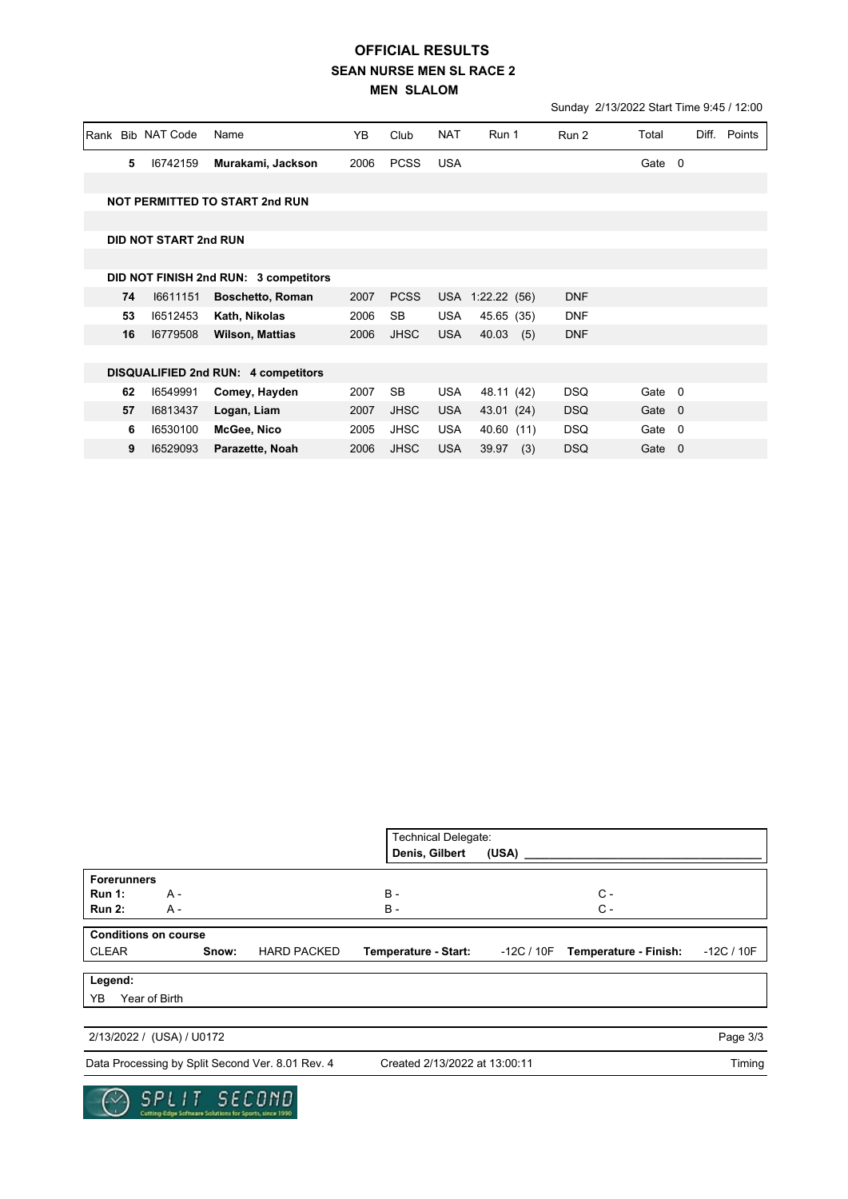# OFFICIAL RESULTS
## SEAN NURSE MEN SL RACE 2
## MEN SLALOM

Sunday 2/13/2022 Start Time 9:45 / 12:00

| Rank | Bib | NAT Code | Name | YB | Club | NAT | Run 1 | Run 2 | Total | Diff. | Points |
|---|---|---|---|---|---|---|---|---|---|---|---|
| | 5 | I6742159 | **Murakami, Jackson** | 2006 | PCSS | USA | | | Gate 0 | | |
| | | | | | | | | | | | |
| **NOT PERMITTED TO START 2nd RUN** | | | | | | | | | | | |
| | | | | | | | | | | | |
| **DID NOT START 2nd RUN** | | | | | | | | | | | |
| | | | | | | | | | | | |
| **DID NOT FINISH 2nd RUN: 3 competitors** | | | | | | | | | | | |
| | 74 | I6611151 | **Boschetto, Roman** | 2007 | PCSS | USA | 1:22.22 (56) | DNF | | | |
| | 53 | I6512453 | **Kath, Nikolas** | 2006 | SB | USA | 45.65 (35) | DNF | | | |
| | 16 | I6779508 | **Wilson, Mattias** | 2006 | JHSC | USA | 40.03 (5) | DNF | | | |
| | | | | | | | | | | | |
| **DISQUALIFIED 2nd RUN: 4 competitors** | | | | | | | | | | | |
| | 62 | I6549991 | **Comey, Hayden** | 2007 | SB | USA | 48.11 (42) | DSQ | Gate 0 | | |
| | 57 | I6813437 | **Logan, Liam** | 2007 | JHSC | USA | 43.01 (24) | DSQ | Gate 0 | | |
| | 6 | I6530100 | **McGee, Nico** | 2005 | JHSC | USA | 40.60 (11) | DSQ | Gate 0 | | |
| | 9 | I6529093 | **Parazette, Noah** | 2006 | JHSC | USA | 39.97 (3) | DSQ | Gate 0 | | |

Technical Delegate:
**Denis, Gilbert** **(USA)**

| **Forerunners** | | | |
|---|---|---|---|
| **Run 1:** | A - | B - | C - |
| **Run 2:** | A - | B - | C - |

| **Conditions on course** | | | | | | |
|---|---|---|---|---|---|---|
| CLEAR | **Snow:** | HARD PACKED | **Temperature - Start:** | -12C / 10F | **Temperature - Finish:** | -12C / 10F |

**Legend:**
YB Year of Birth

2/13/2022 / (USA) / U0172

Data Processing by Split Second Ver. 8.01 Rev. 4 Created 2/13/2022 at 13:00:11 Timing